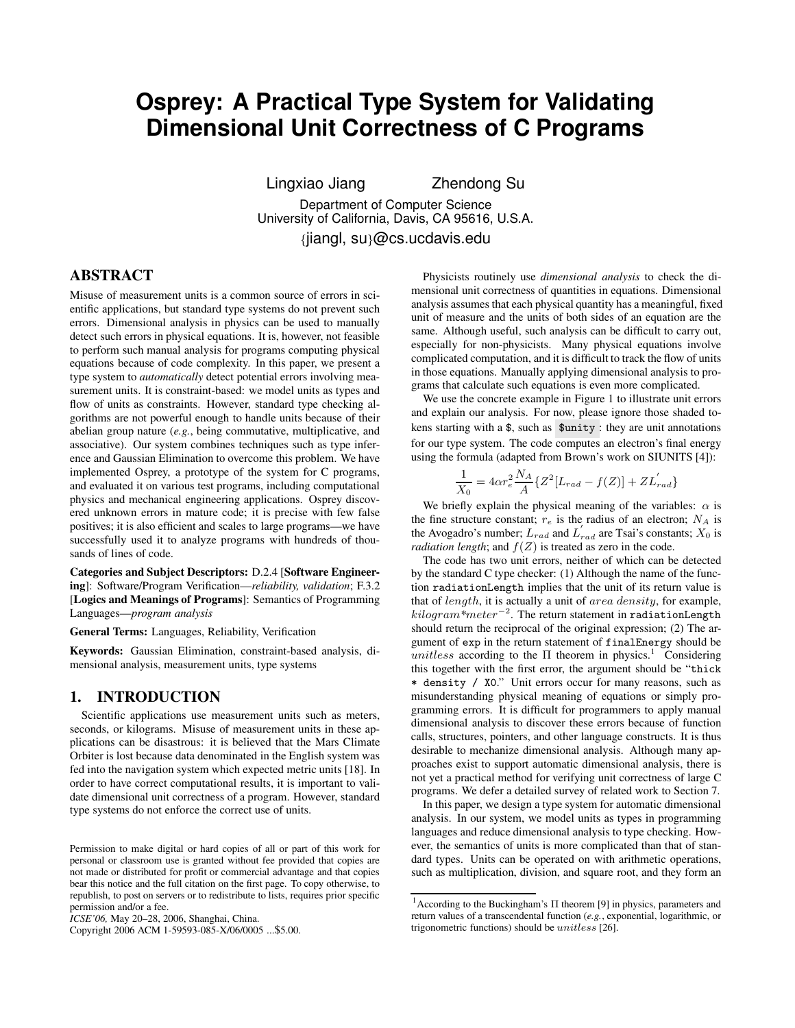# Osprey: A Practical Type System for Validating Dimensional Unit Correctness of C Programs

Lingxiao Jiang Zhendong Su

Department of Computer Science
University of California, Davis, CA 95616, U.S.A.
{jiangl, su}@cs.ucdavis.edu

## ABSTRACT

Misuse of measurement units is a common source of errors in scientific applications, but standard type systems do not prevent such errors. Dimensional analysis in physics can be used to manually detect such errors in physical equations. It is, however, not feasible to perform such manual analysis for programs computing physical equations because of code complexity. In this paper, we present a type system to *automatically* detect potential errors involving measurement units. It is constraint-based: we model units as types and flow of units as constraints. However, standard type checking algorithms are not powerful enough to handle units because of their abelian group nature (*e.g.*, being commutative, multiplicative, and associative). Our system combines techniques such as type inference and Gaussian Elimination to overcome this problem. We have implemented Osprey, a prototype of the system for C programs, and evaluated it on various test programs, including computational physics and mechanical engineering applications. Osprey discovered unknown errors in mature code; it is precise with few false positives; it is also efficient and scales to large programs—we have successfully used it to analyze programs with hundreds of thousands of lines of code.

**Categories and Subject Descriptors:** D.2.4 [**Software Engineering**]: Software/Program Verification—*reliability, validation*; F.3.2 [**Logics and Meanings of Programs**]: Semantics of Programming Languages—*program analysis*

**General Terms:** Languages, Reliability, Verification

**Keywords:** Gaussian Elimination, constraint-based analysis, dimensional analysis, measurement units, type systems

## 1. INTRODUCTION

Scientific applications use measurement units such as meters, seconds, or kilograms. Misuse of measurement units in these applications can be disastrous: it is believed that the Mars Climate Orbiter is lost because data denominated in the English system was fed into the navigation system which expected metric units [18]. In order to have correct computational results, it is important to validate dimensional unit correctness of a program. However, standard type systems do not enforce the correct use of units.

Physicists routinely use *dimensional analysis* to check the dimensional unit correctness of quantities in equations. Dimensional analysis assumes that each physical quantity has a meaningful, fixed unit of measure and the units of both sides of an equation are the same. Although useful, such analysis can be difficult to carry out, especially for non-physicists. Many physical equations involve complicated computation, and it is difficult to track the flow of units in those equations. Manually applying dimensional analysis to programs that calculate such equations is even more complicated.

We use the concrete example in Figure 1 to illustrate unit errors and explain our analysis. For now, please ignore those shaded tokens starting with a `$`, such as `$unity`: they are unit annotations for our type system. The code computes an electron's final energy using the formula (adapted from Brown's work on SIUNITS [4]):

$$\frac{1}{X_0} = 4\alpha r_e^2 \frac{N_A}{A}\{Z^2[L_{rad} - f(Z)] + ZL_{rad}^{'}\}$$

We briefly explain the physical meaning of the variables: $\alpha$ is the fine structure constant; $r_e$ is the radius of an electron; $N_A$ is the Avogadro's number; $L_{rad}$ and $L_{rad}^{'}$ are Tsai's constants; $X_0$ is *radiation length*; and $f(Z)$ is treated as zero in the code.

The code has two unit errors, neither of which can be detected by the standard C type checker: (1) Although the name of the function `radiationLength` implies that the unit of its return value is that of $length$, it is actually a unit of $area\ density$, for example, $kilogram{*}meter^{-2}$. The return statement in `radiationLength` should return the reciprocal of the original expression; (2) The argument of `exp` in the return statement of `finalEnergy` should be $unitless$ according to the $\Pi$ theorem in physics.[1] Considering this together with the first error, the argument should be "`thick * density / X0`." Unit errors occur for many reasons, such as misunderstanding physical meaning of equations or simply programming errors. It is difficult for programmers to apply manual dimensional analysis to discover these errors because of function calls, structures, pointers, and other language constructs. It is thus desirable to mechanize dimensional analysis. Although many approaches exist to support automatic dimensional analysis, there is not yet a practical method for verifying unit correctness of large C programs. We defer a detailed survey of related work to Section 7.

In this paper, we design a type system for automatic dimensional analysis. In our system, we model units as types in programming languages and reduce dimensional analysis to type checking. However, the semantics of units is more complicated than that of standard types. Units can be operated on with arithmetic operations, such as multiplication, division, and square root, and they form an

[1] According to the Buckingham's $\Pi$ theorem [9] in physics, parameters and return values of a transcendental function (*e.g.*, exponential, logarithmic, or trigonometric functions) should be $unitless$ [26].

Permission to make digital or hard copies of all or part of this work for personal or classroom use is granted without fee provided that copies are not made or distributed for profit or commercial advantage and that copies bear this notice and the full citation on the first page. To copy otherwise, to republish, to post on servers or to redistribute to lists, requires prior specific permission and/or a fee.
*ICSE'06,* May 20–28, 2006, Shanghai, China.
Copyright 2006 ACM 1-59593-085-X/06/0005 ...$5.00.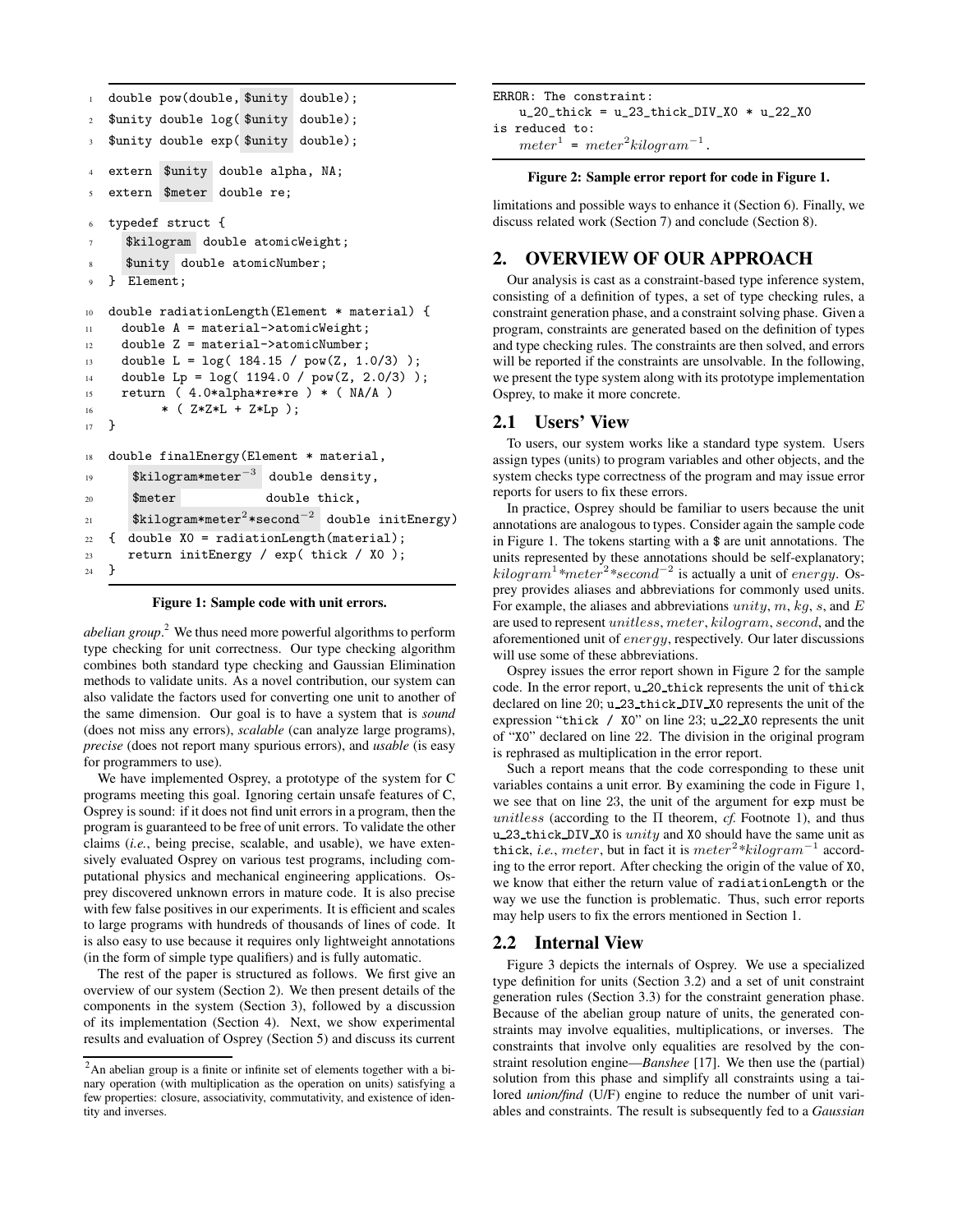```
1  double pow(double, $unity double);
2  $unity double log( $unity double);
3  $unity double exp( $unity double);
4  extern $unity double alpha, NA;
5  extern $meter double re;
6  typedef struct {
7    $kilogram double atomicWeight;
8    $unity double atomicNumber;
9  } Element;
10 double radiationLength(Element * material) {
11   double A = material->atomicWeight;
12   double Z = material->atomicNumber;
13   double L = log( 184.15 / pow(Z, 1.0/3) );
14   double Lp = log( 1194.0 / pow(Z, 2.0/3) );
15   return ( 4.0*alpha*re*re ) * ( NA/A )
16          * ( Z*Z*L + Z*Lp );
17 }
18 double finalEnergy(Element * material,
19     $kilogram*meter^-3 double density,
20     $meter             double thick,
21     $kilogram*meter^2*second^-2 double initEnergy)
22 { double X0 = radiationLength(material);
23   return initEnergy / exp( thick / X0 );
24 }
```

**Figure 1: Sample code with unit errors.**

*abelian group*.[2] We thus need more powerful algorithms to perform type checking for unit correctness. Our type checking algorithm combines both standard type checking and Gaussian Elimination methods to validate units. As a novel contribution, our system can also validate the factors used for converting one unit to another of the same dimension. Our goal is to have a system that is *sound* (does not miss any errors), *scalable* (can analyze large programs), *precise* (does not report many spurious errors), and *usable* (is easy for programmers to use).

We have implemented Osprey, a prototype of the system for C programs meeting this goal. Ignoring certain unsafe features of C, Osprey is sound: if it does not find unit errors in a program, then the program is guaranteed to be free of unit errors. To validate the other claims (*i.e.*, being precise, scalable, and usable), we have extensively evaluated Osprey on various test programs, including computational physics and mechanical engineering applications. Osprey discovered unknown errors in mature code. It is also precise with few false positives in our experiments. It is efficient and scales to large programs with hundreds of thousands of lines of code. It is also easy to use because it requires only lightweight annotations (in the form of simple type qualifiers) and is fully automatic.

The rest of the paper is structured as follows. We first give an overview of our system (Section 2). We then present details of the components in the system (Section 3), followed by a discussion of its implementation (Section 4). Next, we show experimental results and evaluation of Osprey (Section 5) and discuss its current limitations and possible ways to enhance it (Section 6). Finally, we discuss related work (Section 7) and conclude (Section 8).

[2] An abelian group is a finite or infinite set of elements together with a binary operation (with multiplication as the operation on sets) satisfying a few properties: closure, associativity, commutativity, and existence of identity and inverses.

```
ERROR: The constraint:
    u_20_thick = u_23_thick_DIV_X0 * u_22_X0
is reduced to:
    meter^1 = meter^2 kilogram^-1.
```

**Figure 2: Sample error report for code in Figure 1.**

## 2. OVERVIEW OF OUR APPROACH

Our analysis is cast as a constraint-based type inference system, consisting of a definition of types, a set of type checking rules, a constraint generation phase, and a constraint solving phase. Given a program, constraints are generated based on the definition of types and type checking rules. The constraints are then solved, and errors will be reported if the constraints are unsolvable. In the following, we present the type system along with its prototype implementation Osprey, to make it more concrete.

### 2.1 Users' View

To users, our system works like a standard type system. Users assign types (units) to program variables and other objects, and the system checks type correctness of the program and may issue error reports for users to fix these errors.

In practice, Osprey should be familiar to users because the unit annotations are analogous to types. Consider again the sample code in Figure 1. The tokens starting with a $ are unit annotations. The units represented by these annotations should be self-explanatory; $kilogram^1 * meter^2 * second^{-2}$ is actually a unit of $energy$. Osprey provides aliases and abbreviations for commonly used units. For example, the aliases and abbreviations $unity$, $m$, $kg$, $s$, and $E$ are used to represent $unitless$, $meter$, $kilogram$, $second$, and the aforementioned unit of $energy$, respectively. Our later discussions will use some of these abbreviations.

Osprey issues the error report shown in Figure 2 for the sample code. In the error report, u_20_thick represents the unit of thick declared on line 20; u_23_thick_DIV_X0 represents the unit of the expression "thick / X0" on line 23; u_22_X0 represents the unit of "X0" declared on line 22. The division in the original program is rephrased as multiplication in the error report.

Such a report means that the code corresponding to these unit variables contains a unit error. By examining the code in Figure 1, we see that on line 23, the unit of the argument for exp must be $unitless$ (according to the Π theorem, *cf.* Footnote 1), and thus u_23_thick_DIV_X0 is $unity$ and X0 should have the same unit as thick, *i.e.*, $meter$, but in fact it is $meter^2 * kilogram^{-1}$ according to the error report. After checking the origin of the value of X0, we know that either the return value of radiationLength or the way we use the function is problematic. Thus, such error reports may help users to fix the errors mentioned in Section 1.

### 2.2 Internal View

Figure 3 depicts the internals of Osprey. We use a specialized type definition for units (Section 3.2) and a set of unit constraint generation rules (Section 3.3) for the constraint generation phase. Because of the abelian group nature of units, the generated constraints may involve equalities, multiplications, or inverses. The constraints that involve only equalities are resolved by the constraint resolution engine—*Banshee* [17]. We then use the (partial) solution from this phase and simplify all constraints using a tailored *union/find* (U/F) engine to reduce the number of unit variables and constraints. The result is subsequently fed to a *Gaussian*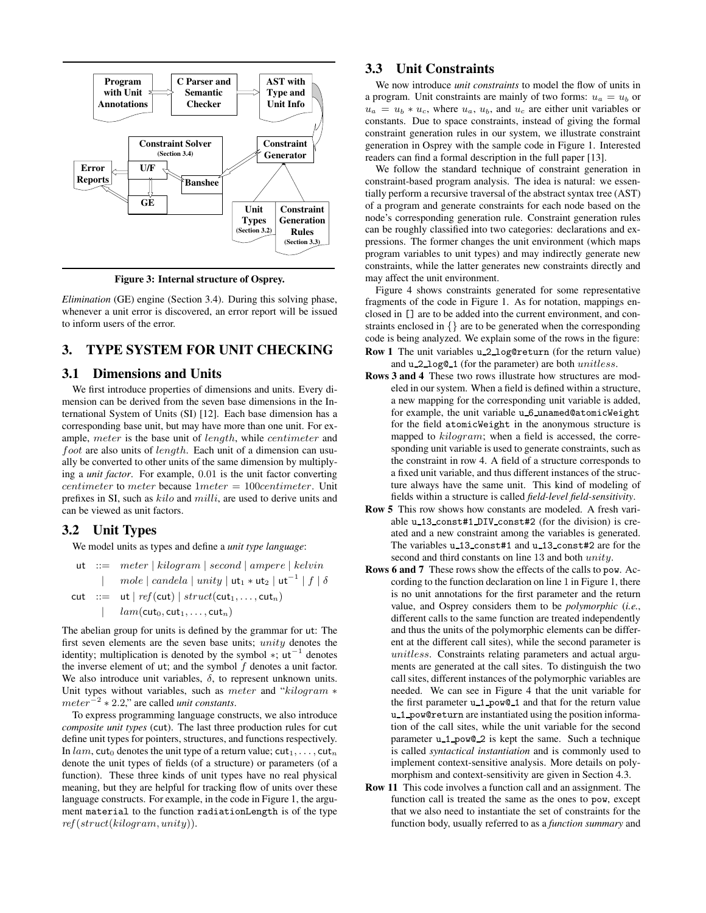Program with Unit Annotations

C Parser and Semantic Checker

AST with Type and Unit Info

Constraint Solver (Section 3.4)

Constraint Generator

Error Reports

U/F

Banshee

GE

Unit Types (Section 3.2)

Constraint Generation Rules (Section 3.3)

**Figure 3: Internal structure of Osprey.**

*Elimination* (GE) engine (Section 3.4). During this solving phase, whenever a unit error is discovered, an error report will be issued to inform users of the error.

# 3. TYPE SYSTEM FOR UNIT CHECKING

## 3.1 Dimensions and Units

We first introduce properties of dimensions and units. Every dimension can be derived from the seven base dimensions in the International System of Units (SI) [12]. Each base dimension has a corresponding base unit, but may have more than one unit. For example, $meter$ is the base unit of $length$, while $centimeter$ and $foot$ are also units of $length$. Each unit of a dimension can usually be converted to other units of the same dimension by multiplying a *unit factor*. For example, 0.01 is the unit factor converting $centimeter$ to $meter$ because $1meter = 100centimeter$. Unit prefixes in SI, such as $kilo$ and $milli$, are used to derive units and can be viewed as unit factors.

## 3.2 Unit Types

We model units as types and define a *unit type language*:

$$
\begin{array}{rcl}
\mathsf{ut} & ::= & meter \mid kilogram \mid second \mid ampere \mid kelvin \\
 & \mid & mole \mid candela \mid unity \mid \mathsf{ut}_1 * \mathsf{ut}_2 \mid \mathsf{ut}^{-1} \mid f \mid \delta \\
\mathsf{cut} & ::= & \mathsf{ut} \mid ref(\mathsf{cut}) \mid struct(\mathsf{cut}_1, \ldots, \mathsf{cut}_n) \\
 & \mid & lam(\mathsf{cut}_0, \mathsf{cut}_1, \ldots, \mathsf{cut}_n)
\end{array}
$$

The abelian group for units is defined by the grammar for ut: The first seven elements are the seven base units; $unity$ denotes the identity; multiplication is denoted by the symbol $*$; $\mathsf{ut}^{-1}$ denotes the inverse element of ut; and the symbol $f$ denotes a unit factor. We also introduce unit variables, $\delta$, to represent unknown units. Unit types without variables, such as $meter$ and "$kilogram * meter^{-2} * 2.2$," are called *unit constants*.

To express programming language constructs, we also introduce *composite unit types* (cut). The last three production rules for cut define unit types for pointers, structures, and functions respectively. In $lam$, $\mathsf{cut}_0$ denotes the unit type of a return value; $\mathsf{cut}_1, \ldots, \mathsf{cut}_n$ denote the unit types of fields (of a structure) or parameters (of a function). These three kinds of unit types have no real physical meaning, but they are helpful for tracking flow of units over these language constructs. For example, in the code in Figure 1, the argument `material` to the function `radiationLength` is of the type $ref(struct(kilogram, unity))$.

## 3.3 Unit Constraints

We now introduce *unit constraints* to model the flow of units in a program. Unit constraints are mainly of two forms: $u_a = u_b$ or $u_a = u_b * u_c$, where $u_a$, $u_b$, and $u_c$ are either unit variables or constants. Due to space constraints, instead of giving the formal constraint generation rules in our system, we illustrate constraint generation in Osprey with the sample code in Figure 1. Interested readers can find a formal description in the full paper [13].

We follow the standard technique of constraint generation in constraint-based program analysis. The idea is natural: we essentially perform a recursive traversal of the abstract syntax tree (AST) of a program and generate constraints for each node based on the node's corresponding generation rule. Constraint generation rules can be roughly classified into two categories: declarations and expressions. The former changes the unit environment (which maps program variables to unit types) and may indirectly generate new constraints, while the latter generates new constraints directly and may affect the unit environment.

Figure 4 shows constraints generated for some representative fragments of the code in Figure 1. As for notation, mappings enclosed in [] are to be added into the current environment, and constraints enclosed in {} are to be generated when the corresponding code is being analyzed. We explain some of the rows in the figure:

**Row 1** The unit variables `u_2_log@return` (for the return value) and `u_2_log@_1` (for the parameter) are both $unitless$.

**Rows 3 and 4** These two rows illustrate how structures are modeled in our system. When a field is defined within a structure, a new mapping for the corresponding unit variable is added, for example, the unit variable `u_6_unamed@atomicWeight` for the field `atomicWeight` in the anonymous structure is mapped to $kilogram$; when a field is accessed, the corresponding unit variable is used to generate constraints, such as the constraint in row 4. A field of a structure corresponds to a fixed unit variable, and thus different instances of the structure always have the same unit. This kind of modeling of fields within a structure is called *field-level field-sensitivity*.

**Row 5** This row shows how constants are modeled. A fresh variable `u_13_const#1_DIV_const#2` (for the division) is created and a new constraint among the variables is generated. The variables `u_13_const#1` and `u_13_const#2` are for the second and third constants on line 13 and both $unity$.

**Rows 6 and 7** These rows show the effects of the calls to `pow`. According to the function declaration on line 1 in Figure 1, there is no unit annotations for the first parameter and the return value, and Osprey considers them to be *polymorphic* (*i.e.*, different calls to the same function are treated independently and thus the units of the polymorphic elements can be different at the different call sites), while the second parameter is $unitless$. Constraints relating parameters and actual arguments are generated at the call sites. To distinguish the two call sites, different instances of the polymorphic variables are needed. We can see in Figure 4 that the unit variable for the first parameter `u_1_pow@_1` and that for the return value `u_1_pow@return` are instantiated using the position information of the call sites, while the unit variable for the second parameter `u_1_pow@_2` is kept the same. Such a technique is called *syntactical instantiation* and is commonly used to implement context-sensitive analysis. More details on polymorphism and context-sensitivity are given in Section 4.3.

**Row 11** This code involves a function call and an assignment. The function call is treated the same as the ones to `pow`, except that we also need to instantiate the set of constraints for the function body, usually referred to as a *function summary* and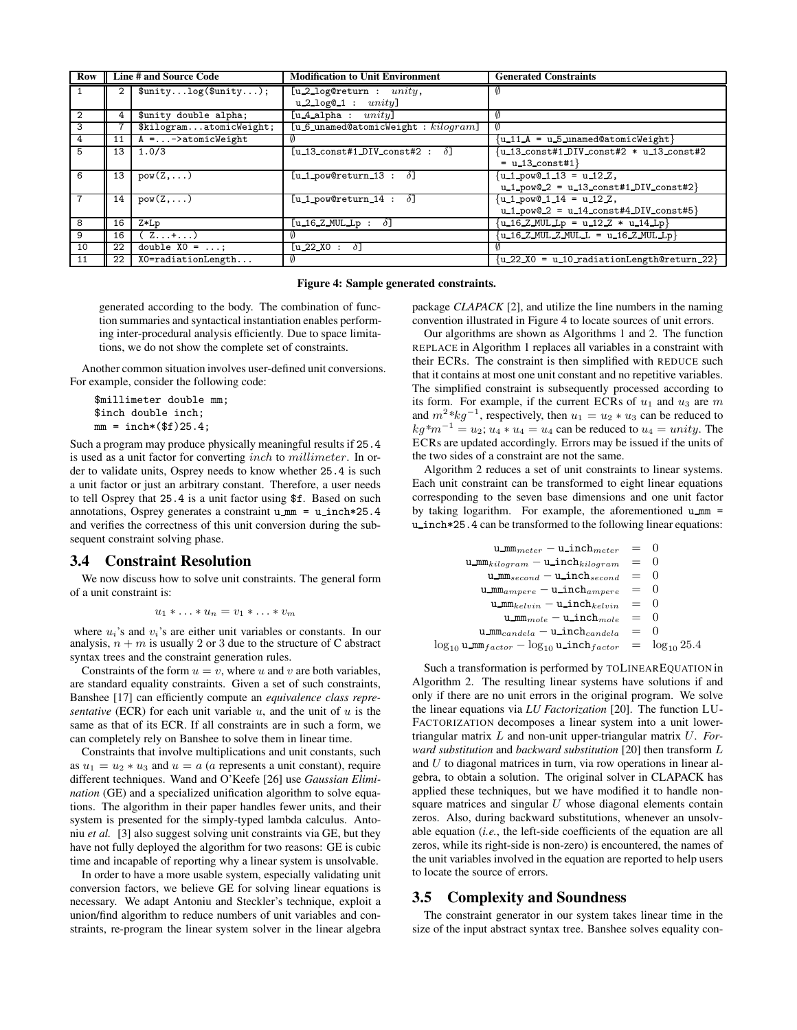| Row | Line # and Source Code | | Modification to Unit Environment | Generated Constraints |
|---|---|---|---|---|
| 1 | 2 | $unity...log($unity...); | [u_2_log@return : $unity$, u_2_log@_1 : $unity$] | ∅ |
| 2 | 4 | $unity double alpha; | [u_4_alpha : $unity$] | ∅ |
| 3 | 7 | $kilogram...atomicWeight; | [u_6_unamed@atomicWeight : $kilogram$] | ∅ |
| 4 | 11 | A =...->atomicWeight | ∅ | {u_11_A = u_5_unamed@atomicWeight} |
| 5 | 13 | 1.0/3 | [u_13_const#1_DIV_const#2 : $\delta$] | {u_13_const#1_DIV_const#2 * u_13_const#2 = u_13_const#1} |
| 6 | 13 | pow(Z,...) | [u_1_pow@return_13 : $\delta$] | {u_1_pow@_1_13 = u_12_Z, u_1_pow@_2 = u_13_const#1_DIV_const#2} |
| 7 | 14 | pow(Z,...) | [u_1_pow@return_14 : $\delta$] | {u_1_pow@_1_14 = u_12_Z, u_1_pow@_2 = u_14_const#4_DIV_const#5} |
| 8 | 16 | Z*Lp | [u_16_Z_MUL_Lp : $\delta$] | {u_16_Z_MUL_Lp = u_12_Z * u_14_Lp} |
| 9 | 16 | ( Z...+...) | ∅ | {u_16_Z_MUL_Z_MUL_L = u_16_Z_MUL_Lp} |
| 10 | 22 | double X0 = ...; | [u_22_X0 : $\delta$] | ∅ |
| 11 | 22 | X0=radiationLength... | ∅ | {u_22_X0 = u_10_radiationLength@return_22} |

**Figure 4: Sample generated constraints.**

generated according to the body. The combination of function summaries and syntactical instantiation enables performing inter-procedural analysis efficiently. Due to space limitations, we do not show the complete set of constraints.

Another common situation involves user-defined unit conversions. For example, consider the following code:

```
$millimeter double mm;
$inch double inch;
mm = inch*($f)25.4;
```

Such a program may produce physically meaningful results if 25.4 is used as a unit factor for converting $inch$ to $millimeter$. In order to validate units, Osprey needs to know whether 25.4 is such a unit factor or just an arbitrary constant. Therefore, a user needs to tell Osprey that 25.4 is a unit factor using $f. Based on such annotations, Osprey generates a constraint u_mm = u_inch*25.4 and verifies the correctness of this unit conversion during the subsequent constraint solving phase.

## 3.4 Constraint Resolution

We now discuss how to solve unit constraints. The general form of a unit constraint is:

$$u_1 * \ldots * u_n = v_1 * \ldots * v_m$$

where $u_i$'s and $v_i$'s are either unit variables or constants. In our analysis, $n + m$ is usually 2 or 3 due to the structure of C abstract syntax trees and the constraint generation rules.

Constraints of the form $u = v$, where $u$ and $v$ are both variables, are standard equality constraints. Given a set of such constraints, Banshee [17] can efficiently compute an *equivalence class representative* (ECR) for each unit variable $u$, and the unit of $u$ is the same as that of its ECR. If all constraints are in such a form, we can completely rely on Banshee to solve them in linear time.

Constraints that involve multiplications and unit constants, such as $u_1 = u_2 * u_3$ and $u = a$ ($a$ represents a unit constant), require different techniques. Wand and O'Keefe [26] use *Gaussian Elimination* (GE) and a specialized unification algorithm to solve equations. The algorithm in their paper handles fewer units, and their system is presented for the simply-typed lambda calculus. Antoniu *et al.* [3] also suggest solving unit constraints via GE, but they have not fully deployed the algorithm for two reasons: GE is cubic time and incapable of reporting why a linear system is unsolvable.

In order to have a more usable system, especially validating unit conversion factors, we believe GE for solving linear equations is necessary. We adapt Antoniu and Steckler's technique, exploit a union/find algorithm to reduce numbers of unit variables and constraints, re-program the linear system solver in the linear algebra package *CLAPACK* [2], and utilize the line numbers in the naming convention illustrated in Figure 4 to locate sources of unit errors.

Our algorithms are shown as Algorithms 1 and 2. The function REPLACE in Algorithm 1 replaces all variables in a constraint with their ECRs. The constraint is then simplified with REDUCE such that it contains at most one unit constant and no repetitive variables. The simplified constraint is subsequently processed according to its form. For example, if the current ECRs of $u_1$ and $u_3$ are $m$ and $m^2{*}kg^{-1}$, respectively, then $u_1 = u_2 * u_3$ can be reduced to $kg{*}m^{-1} = u_2$; $u_4 * u_4 = u_4$ can be reduced to $u_4 = unity$. The ECRs are updated accordingly. Errors may be issued if the units of the two sides of a constraint are not the same.

Algorithm 2 reduces a set of unit constraints to linear systems. Each unit constraint can be transformed to eight linear equations corresponding to the seven base dimensions and one unit factor by taking logarithm. For example, the aforementioned u_mm = u_inch*25.4 can be transformed to the following linear equations:

$$\begin{aligned}
\texttt{u\_mm}_{meter} - \texttt{u\_inch}_{meter} &= 0 \\
\texttt{u\_mm}_{kilogram} - \texttt{u\_inch}_{kilogram} &= 0 \\
\texttt{u\_mm}_{second} - \texttt{u\_inch}_{second} &= 0 \\
\texttt{u\_mm}_{ampere} - \texttt{u\_inch}_{ampere} &= 0 \\
\texttt{u\_mm}_{kelvin} - \texttt{u\_inch}_{kelvin} &= 0 \\
\texttt{u\_mm}_{mole} - \texttt{u\_inch}_{mole} &= 0 \\
\texttt{u\_mm}_{candela} - \texttt{u\_inch}_{candela} &= 0 \\
\log_{10} \texttt{u\_mm}_{factor} - \log_{10} \texttt{u\_inch}_{factor} &= \log_{10} 25.4
\end{aligned}$$

Such a transformation is performed by TOLINEAREQUATION in Algorithm 2. The resulting linear systems have solutions if and only if there are no unit errors in the original program. We solve the linear equations via *LU Factorization* [20]. The function LU-FACTORIZATION decomposes a linear system into a unit lower-triangular matrix $L$ and non-unit upper-triangular matrix $U$. *Forward substitution* and *backward substitution* [20] then transform $L$ and $U$ to diagonal matrices in turn, via row operations in linear algebra, to obtain a solution. The original solver in CLAPACK has applied these techniques, but we have modified it to handle non-square matrices and singular $U$ whose diagonal elements contain zeros. Also, during backward substitutions, whenever an unsolvable equation (*i.e.*, the left-side coefficients of the equation are all zeros, while its right-side is non-zero) is encountered, the names of the unit variables involved in the equation are reported to help users to locate the source of errors.

## 3.5 Complexity and Soundness

The constraint generator in our system takes linear time in the size of the input abstract syntax tree. Banshee solves equality con-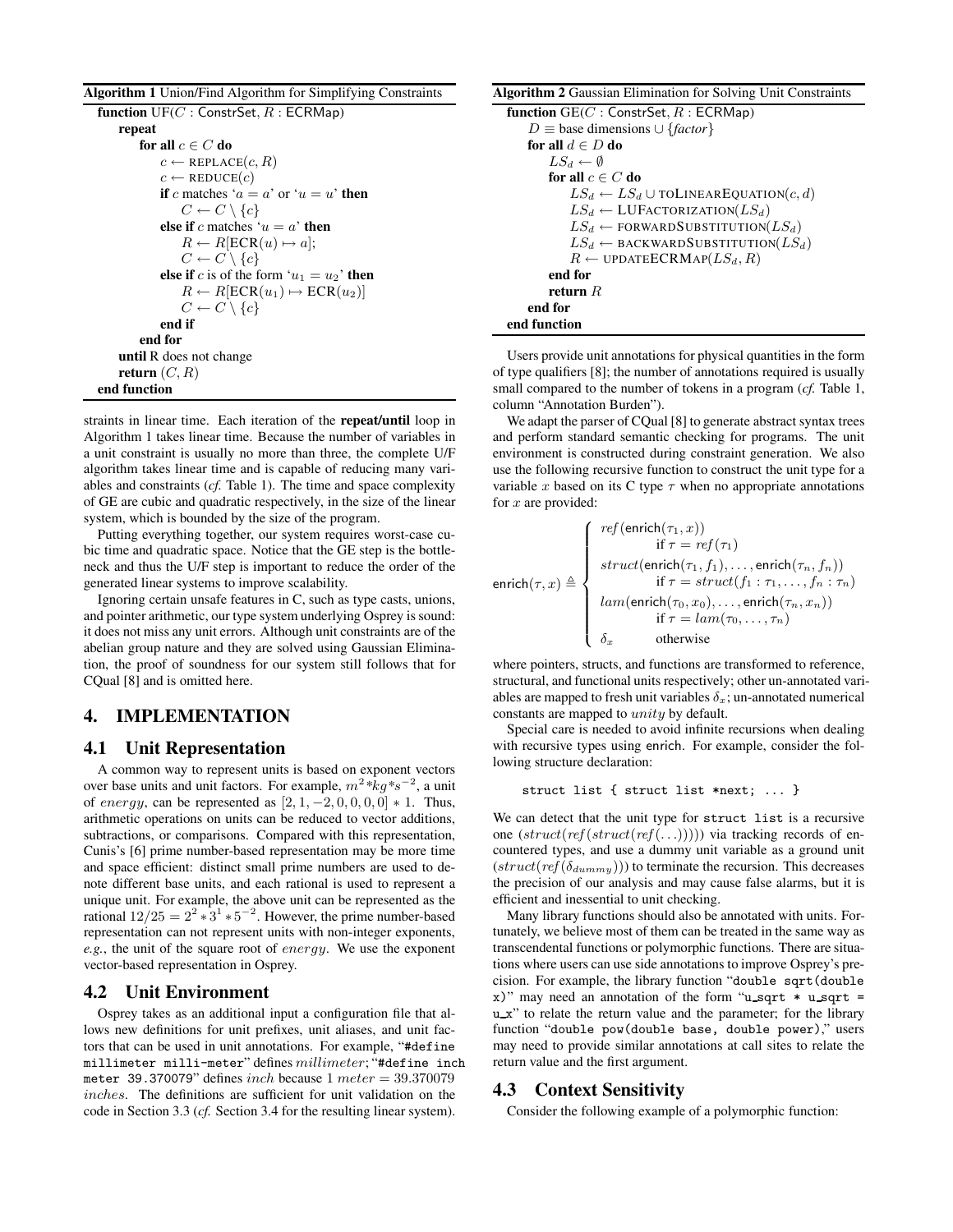**Algorithm 1** Union/Find Algorithm for Simplifying Constraints

```
function UF(C : ConstrSet, R : ECRMap)
    repeat
        for all c ∈ C do
            c ← REPLACE(c, R)
            c ← REDUCE(c)
            if c matches 'a = a' or 'u = u' then
                C ← C \ {c}
            else if c matches 'u = a' then
                R ← R[ECR(u) ↦ a];
                C ← C \ {c}
            else if c is of the form 'u1 = u2' then
                R ← R[ECR(u1) ↦ ECR(u2)]
                C ← C \ {c}
            end if
        end for
    until R does not change
    return (C, R)
end function
```

**Algorithm 2** Gaussian Elimination for Solving Unit Constraints

```
function GE(C : ConstrSet, R : ECRMap)
    D ≡ base dimensions ∪ {factor}
    for all d ∈ D do
        LS_d ← ∅
        for all c ∈ C do
            LS_d ← LS_d ∪ TOLINEAREQUATION(c, d)
            LS_d ← LUFACTORIZATION(LS_d)
            LS_d ← FORWARDSUBSTITUTION(LS_d)
            LS_d ← BACKWARDSUBSTITUTION(LS_d)
            R ← UPDATEECRMAP(LS_d, R)
        end for
        return R
    end for
end function
```

straints in linear time. Each iteration of the **repeat/until** loop in Algorithm 1 takes linear time. Because the number of variables in a unit constraint is usually no more than three, the complete U/F algorithm takes linear time and is capable of reducing many variables and constraints (*cf.* Table 1). The time and space complexity of GE are cubic and quadratic respectively, in the size of the linear system, which is bounded by the size of the program.

Putting everything together, our system requires worst-case cubic time and quadratic space. Notice that the GE step is the bottleneck and thus the U/F step is important to reduce the order of the generated linear systems to improve scalability.

Ignoring certain unsafe features in C, such as type casts, unions, and pointer arithmetic, our type system underlying Osprey is sound: it does not miss any unit errors. Although unit constraints are of the abelian group nature and they are solved using Gaussian Elimination, the proof of soundness for our system still follows that for CQual [8] and is omitted here.

## 4. IMPLEMENTATION

### 4.1 Unit Representation

A common way to represent units is based on exponent vectors over base units and unit factors. For example, $m^2{*}kg{*}s^{-2}$, a unit of $energy$, can be represented as $[2, 1, -2, 0, 0, 0, 0] * 1$. Thus, arithmetic operations on units can be reduced to vector additions, subtractions, or comparisons. Compared with this representation, Cunis's [6] prime number-based representation may be more time and space efficient: distinct small prime numbers are used to denote different base units, and each rational is used to represent a unique unit. For example, the above unit can be represented as the rational $12/25 = 2^2 * 3^1 * 5^{-2}$. However, the prime number-based representation can not represent units with non-integer exponents, *e.g.*, the unit of the square root of $energy$. We use the exponent vector-based representation in Osprey.

### 4.2 Unit Environment

Osprey takes as an additional input a configuration file that allows new definitions for unit prefixes, unit aliases, and unit factors that can be used in unit annotations. For example, "`#define millimeter milli-meter`" defines $millimeter$; "`#define inch meter 39.370079`" defines $inch$ because $1\ meter = 39.370079$ $inches$. The definitions are sufficient for unit validation on the code in Section 3.3 (*cf.* Section 3.4 for the resulting linear system).

Users provide unit annotations for physical quantities in the form of type qualifiers [8]; the number of annotations required is usually small compared to the number of tokens in a program (*cf.* Table 1, column "Annotation Burden").

We adapt the parser of CQual [8] to generate abstract syntax trees and perform standard semantic checking for programs. The unit environment is constructed during constraint generation. We also use the following recursive function to construct the unit type for a variable $x$ based on its C type $\tau$ when no appropriate annotations for $x$ are provided:

$$\mathsf{enrich}(\tau, x) \triangleq \begin{cases} ref(\mathsf{enrich}(\tau_1, x)) & \text{if } \tau = ref(\tau_1) \\ struct(\mathsf{enrich}(\tau_1, f_1), \ldots, \mathsf{enrich}(\tau_n, f_n)) & \text{if } \tau = struct(f_1 : \tau_1, \ldots, f_n : \tau_n) \\ lam(\mathsf{enrich}(\tau_0, x_0), \ldots, \mathsf{enrich}(\tau_n, x_n)) & \text{if } \tau = lam(\tau_0, \ldots, \tau_n) \\ \delta_x & \text{otherwise} \end{cases}$$

where pointers, structs, and functions are transformed to reference, structural, and functional units respectively; other un-annotated variables are mapped to fresh unit variables $\delta_x$; un-annotated numerical constants are mapped to $unity$ by default.

Special care is needed to avoid infinite recursions when dealing with recursive types using enrich. For example, consider the following structure declaration:

```
struct list { struct list *next; ... }
```

We can detect that the unit type for `struct list` is a recursive one $(struct(ref(struct(ref(\ldots)))))$ via tracking records of encountered types, and use a dummy unit variable as a ground unit $(struct(ref(\delta_{dummy})))$ to terminate the recursion. This decreases the precision of our analysis and may cause false alarms, but it is efficient and inessential to unit checking.

Many library functions should also be annotated with units. Fortunately, we believe most of them can be treated in the same way as transcendental functions or polymorphic functions. There are situations where users can use side annotations to improve Osprey's precision. For example, the library function "`double sqrt(double x)`" may need an annotation of the form "`u_sqrt * u_sqrt = u_x`" to relate the return value and the parameter; for the library function "`double pow(double base, double power)`," users may need to provide similar annotations at call sites to relate the return value and the first argument.

### 4.3 Context Sensitivity

Consider the following example of a polymorphic function: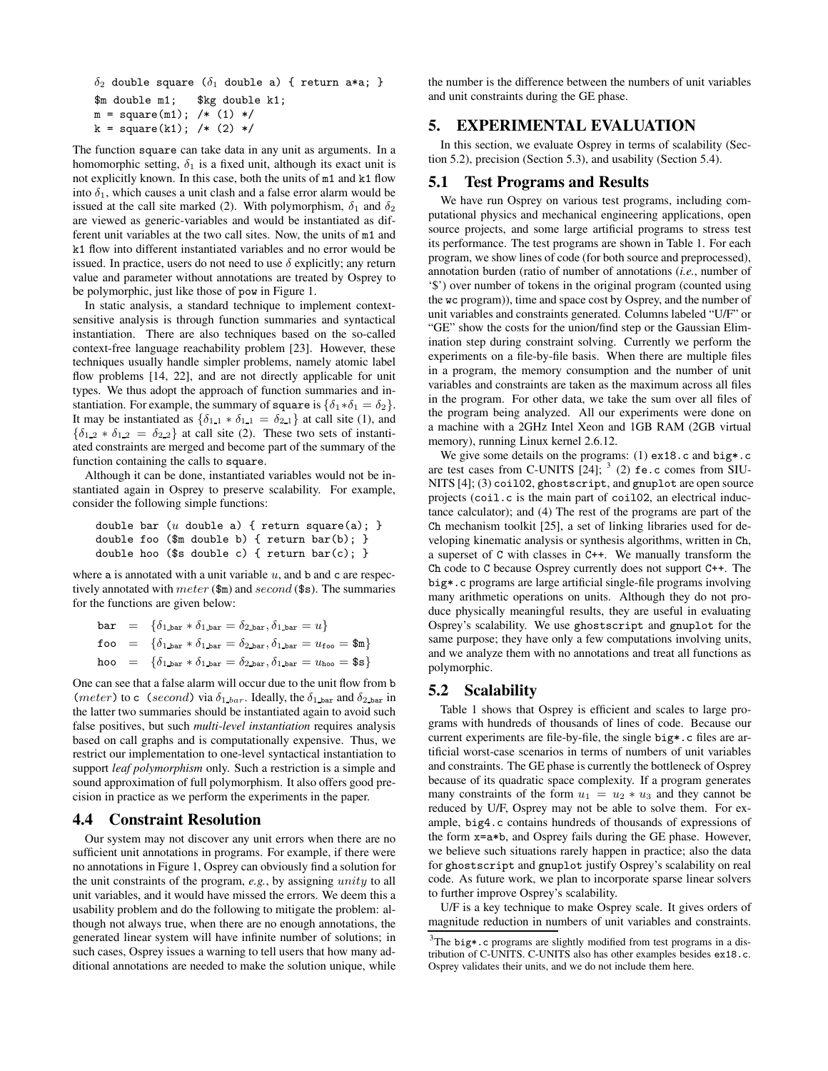```
δ2 double square (δ1 double a) { return a*a; }
$m double m1;   $kg double k1;
m = square(m1); /* (1) */
k = square(k1); /* (2) */
```

The function `square` can take data in any unit as arguments. In a homomorphic setting, $\delta_1$ is a fixed unit, although its exact unit is not explicitly known. In this case, both the units of `m1` and `k1` flow into $\delta_1$, which causes a unit clash and a false error alarm would be issued at the call site marked (2). With polymorphism, $\delta_1$ and $\delta_2$ are viewed as generic-variables and would be instantiated as different unit variables at the two call sites. Now, the units of `m1` and `k1` flow into different instantiated variables and no error would be issued. In practice, users do not need to use $\delta$ explicitly; any return value and parameter without annotations are treated by Osprey to be polymorphic, just like those of `pow` in Figure 1.

In static analysis, a standard technique to implement context-sensitive analysis is through function summaries and syntactical instantiation. There are also techniques based on the so-called context-free language reachability problem [23]. However, these techniques usually handle simpler problems, namely atomic label flow problems [14, 22], and are not directly applicable for unit types. We thus adopt the approach of function summaries and instantiation. For example, the summary of `square` is $\{\delta_1 * \delta_1 = \delta_2\}$. It may be instantiated as $\{\delta_{1\_1} * \delta_{1\_1} = \delta_{2\_1}\}$ at call site (1), and $\{\delta_{1\_2} * \delta_{1\_2} = \delta_{2\_2}\}$ at call site (2). These two sets of instantiated constraints are merged and become part of the summary of the function containing the calls to `square`.

Although it can be done, instantiated variables would not be instantiated again in Osprey to preserve scalability. For example, consider the following simple functions:

```
double bar (u double a) { return square(a); }
double foo ($m double b) { return bar(b); }
double hoo ($s double c) { return bar(c); }
```

where `a` is annotated with a unit variable $u$, and `b` and `c` are respectively annotated with $meter$ (`$m`) and $second$ (`$s`). The summaries for the functions are given below:

$$
\begin{aligned}
\texttt{bar} &= \{\delta_{1\_\texttt{bar}} * \delta_{1\_\texttt{bar}} = \delta_{2\_\texttt{bar}}, \delta_{1\_\texttt{bar}} = u\} \\
\texttt{foo} &= \{\delta_{1\_\texttt{bar}} * \delta_{1\_\texttt{bar}} = \delta_{2\_\texttt{bar}}, \delta_{1\_\texttt{bar}} = u_{\texttt{foo}} = \texttt{\$m}\} \\
\texttt{hoo} &= \{\delta_{1\_\texttt{bar}} * \delta_{1\_\texttt{bar}} = \delta_{2\_\texttt{bar}}, \delta_{1\_\texttt{bar}} = u_{\texttt{hoo}} = \texttt{\$s}\}
\end{aligned}
$$

One can see that a false alarm will occur due to the unit flow from `b` ($meter$) to `c` ($second$) via $\delta_{1\_bar}$. Ideally, the $\delta_{1\_\texttt{bar}}$ and $\delta_{2\_\texttt{bar}}$ in the latter two summaries should be instantiated again to avoid such false positives, but such *multi-level instantiation* requires analysis based on call graphs and is computationally expensive. Thus, we restrict our implementation to one-level syntactical instantiation to support *leaf polymorphism* only. Such a restriction is a simple and sound approximation of full polymorphism. It also offers good precision in practice as we perform the experiments in the paper.

### 4.4 Constraint Resolution

Our system may not discover any unit errors when there are no sufficient unit annotations in programs. For example, if there were no annotations in Figure 1, Osprey can obviously find a solution for the unit constraints of the program, *e.g.*, by assigning $unity$ to all unit variables, and it would have missed the errors. We deem this a usability problem and do the following to mitigate the problem: although not always true, when there are no enough annotations, the generated linear system will have infinite number of solutions; in such cases, Osprey issues a warning to tell users that how many additional annotations are needed to make the solution unique, while the number is the difference between the numbers of unit variables and unit constraints during the GE phase.

## 5. EXPERIMENTAL EVALUATION

In this section, we evaluate Osprey in terms of scalability (Section 5.2), precision (Section 5.3), and usability (Section 5.4).

### 5.1 Test Programs and Results

We have run Osprey on various test programs, including computational physics and mechanical engineering applications, open source projects, and some large artificial programs to stress test its performance. The test programs are shown in Table 1. For each program, we show lines of code (for both source and preprocessed), annotation burden (ratio of number of annotations (*i.e.*, number of '$') over number of tokens in the original program (counted using the `wc` program)), time and space cost by Osprey, and the number of unit variables and constraints generated. Columns labeled "U/F" or "GE" show the costs for the union/find step or the Gaussian Elimination step during constraint solving. Currently we perform the experiments on a file-by-file basis. When there are multiple files in a program, the memory consumption and the number of unit variables and constraints are taken as the maximum across all files in the program. For other data, we take the sum over all files of the program being analyzed. All our experiments were done on a machine with a 2GHz Intel Xeon and 1GB RAM (2GB virtual memory), running Linux kernel 2.6.12.

We give some details on the programs: (1) `ex18.c` and `big*.c` are test cases from C-UNITS [24]; [3] (2) `fe.c` comes from SIUNITS [4]; (3) `coil02`, `ghostscript`, and `gnuplot` are open source projects (`coil.c` is the main part of `coil02`, an electrical inductance calculator); and (4) The rest of the programs are part of the `Ch` mechanism toolkit [25], a set of linking libraries used for developing kinematic analysis or synthesis algorithms, written in `Ch`, a superset of `C` with classes in `C++`. We manually transform the `Ch` code to `C` because Osprey currently does not support `C++`. The `big*.c` programs are large artificial single-file programs involving many arithmetic operations on units. Although they do not produce physically meaningful results, they are useful in evaluating Osprey's scalability. We use `ghostscript` and `gnuplot` for the same purpose; they have only a few computations involving units, and we analyze them with no annotations and treat all functions as polymorphic.

### 5.2 Scalability

Table 1 shows that Osprey is efficient and scales to large programs with hundreds of thousands of lines of code. Because our current experiments are file-by-file, the single `big*.c` files are artificial worst-case scenarios in terms of numbers of unit variables and constraints. The GE phase is currently the bottleneck of Osprey because of its quadratic space complexity. If a program generates many constraints of the form $u_1 = u_2 * u_3$ and they cannot be reduced by U/F, Osprey may not be able to solve them. For example, `big4.c` contains hundreds of thousands of expressions of the form `x=a*b`, and Osprey fails during the GE phase. However, we believe such situations rarely happen in practice; also the data for `ghostscript` and `gnuplot` justify Osprey's scalability on real code. As future work, we plan to incorporate sparse linear solvers to further improve Osprey's scalability.

U/F is a key technique to make Osprey scale. It gives orders of magnitude reduction in numbers of unit variables and constraints.

[3] The `big*.c` programs are slightly modified from test programs in a distribution of C-UNITS. C-UNITS also has other examples besides `ex18.c`. Osprey validates their units, and we do not include them here.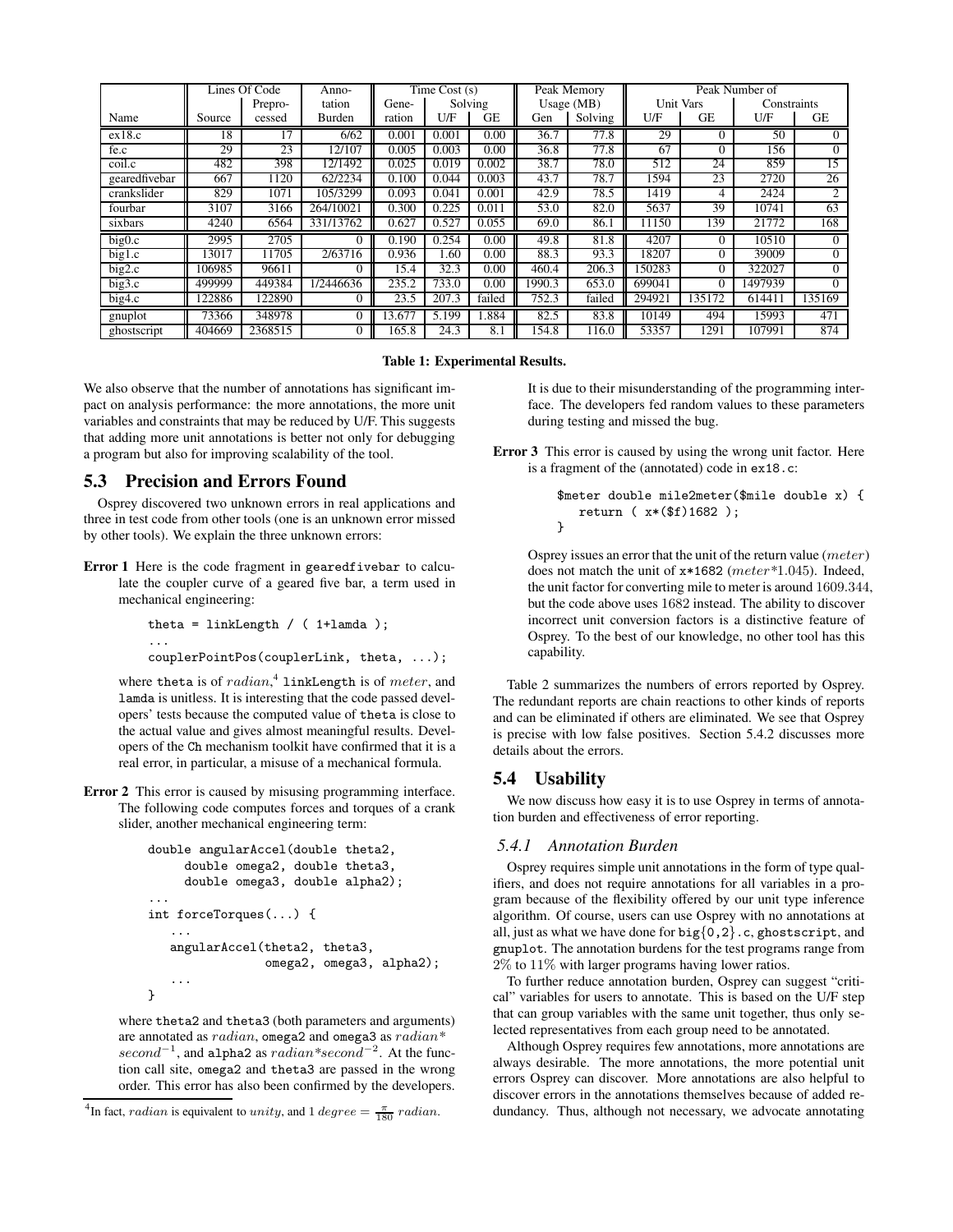| | Lines Of Code | | Anno- | Time Cost (s) | | | Peak Memory | | Peak Number of | | | |
|---|---|---|---|---|---|---|---|---|---|---|---|---|
| | | Prepro- | tation | Gene- | Solving | | Usage (MB) | | Unit Vars | | Constraints | |
| Name | Source | cessed | Burden | ration | U/F | GE | Gen | Solving | U/F | GE | U/F | GE |
| ex18.c | 18 | 17 | 6/62 | 0.001 | 0.001 | 0.00 | 36.7 | 77.8 | 29 | 0 | 50 | 0 |
| fe.c | 29 | 23 | 12/107 | 0.005 | 0.003 | 0.00 | 36.8 | 77.8 | 67 | 0 | 156 | 0 |
| coil.c | 482 | 398 | 12/1492 | 0.025 | 0.019 | 0.002 | 38.7 | 78.0 | 512 | 24 | 859 | 15 |
| gearedfivebar | 667 | 1120 | 62/2234 | 0.100 | 0.044 | 0.003 | 43.7 | 78.7 | 1594 | 23 | 2720 | 26 |
| crankslider | 829 | 1071 | 105/3299 | 0.093 | 0.041 | 0.001 | 42.9 | 78.5 | 1419 | 4 | 2424 | 2 |
| fourbar | 3107 | 3166 | 264/10021 | 0.300 | 0.225 | 0.011 | 53.0 | 82.0 | 5637 | 39 | 10741 | 63 |
| sixbars | 4240 | 6564 | 331/13762 | 0.627 | 0.527 | 0.055 | 69.0 | 86.1 | 11150 | 139 | 21772 | 168 |
| big0.c | 2995 | 2705 | 0 | 0.190 | 0.254 | 0.00 | 49.8 | 81.8 | 4207 | 0 | 10510 | 0 |
| big1.c | 13017 | 11705 | 2/63716 | 0.936 | 1.60 | 0.00 | 88.3 | 93.3 | 18207 | 0 | 39009 | 0 |
| big2.c | 106985 | 96611 | 0 | 15.4 | 32.3 | 0.00 | 460.4 | 206.3 | 150283 | 0 | 322027 | 0 |
| big3.c | 499999 | 449384 | 1/2446636 | 235.2 | 733.0 | 0.00 | 1990.3 | 653.0 | 699041 | 0 | 1497939 | 0 |
| big4.c | 122886 | 122890 | 0 | 23.5 | 207.3 | failed | 752.3 | failed | 294921 | 135172 | 614411 | 135169 |
| gnuplot | 73366 | 348978 | 0 | 13.677 | 5.199 | 1.884 | 82.5 | 83.8 | 10149 | 494 | 15993 | 471 |
| ghostscript | 404669 | 2368515 | 0 | 165.8 | 24.3 | 8.1 | 154.8 | 116.0 | 53357 | 1291 | 107991 | 874 |

**Table 1: Experimental Results.**

We also observe that the number of annotations has significant impact on analysis performance: the more annotations, the more unit variables and constraints that may be reduced by U/F. This suggests that adding more unit annotations is better not only for debugging a program but also for improving scalability of the tool.

## 5.3 Precision and Errors Found

Osprey discovered two unknown errors in real applications and three in test code from other tools (one is an unknown error missed by other tools). We explain the three unknown errors:

**Error 1** Here is the code fragment in `gearedfivebar` to calculate the coupler curve of a geared five bar, a term used in mechanical engineering:

```
theta = linkLength / ( 1+lamda );
...
couplerPointPos(couplerLink, theta, ...);
```

where `theta` is of $radian$,[4] `linkLength` is of $meter$, and `lamda` is unitless. It is interesting that the code passed developers' tests because the computed value of `theta` is close to the actual value and gives almost meaningful results. Developers of the Ch mechanism toolkit have confirmed that it is a real error, in particular, a misuse of a mechanical formula.

**Error 2** This error is caused by misusing programming interface. The following code computes forces and torques of a crank slider, another mechanical engineering term:

```
double angularAccel(double theta2,
     double omega2, double theta3,
     double omega3, double alpha2);
...
int forceTorques(...) {
   ...
   angularAccel(theta2, theta3,
                omega2, omega3, alpha2);
   ...
}
```

where `theta2` and `theta3` (both parameters and arguments) are annotated as $radian$, `omega2` and `omega3` as $radian* second^{-1}$, and `alpha2` as $radian*second^{-2}$. At the function call site, `omega2` and `theta3` are passed in the wrong order. This error has also been confirmed by the developers. It is due to their misunderstanding of the programming interface. The developers fed random values to these parameters during testing and missed the bug.

**Error 3** This error is caused by using the wrong unit factor. Here is a fragment of the (annotated) code in `ex18.c`:

```
$meter double mile2meter($mile double x) {
   return ( x*($f)1682 );
}
```

Osprey issues an error that the unit of the return value ($meter$) does not match the unit of `x*1682` ($meter$*1.045). Indeed, the unit factor for converting mile to meter is around 1609.344, but the code above uses 1682 instead. The ability to discover incorrect unit conversion factors is a distinctive feature of Osprey. To the best of our knowledge, no other tool has this capability.

Table 2 summarizes the numbers of errors reported by Osprey. The redundant reports are chain reactions to other kinds of reports and can be eliminated if others are eliminated. We see that Osprey is precise with low false positives. Section 5.4.2 discusses more details about the errors.

## 5.4 Usability

We now discuss how easy it is to use Osprey in terms of annotation burden and effectiveness of error reporting.

### 5.4.1 Annotation Burden

Osprey requires simple unit annotations in the form of type qualifiers, and does not require annotations for all variables in a program because of the flexibility offered by our unit type inference algorithm. Of course, users can use Osprey with no annotations at all, just as what we have done for big{0,2}.c, ghostscript, and gnuplot. The annotation burdens for the test programs range from 2% to 11% with larger programs having lower ratios.

To further reduce annotation burden, Osprey can suggest "critical" variables for users to annotate. This is based on the U/F step that can group variables with the same unit together, thus only selected representatives from each group need to be annotated.

Although Osprey requires few annotations, more annotations are always desirable. The more annotations, the more potential unit errors Osprey can discover. More annotations are also helpful to discover errors in the annotations themselves because of added redundancy. Thus, although not necessary, we advocate annotating

[4] In fact, $radian$ is equivalent to $unity$, and 1 $degree = \frac{\pi}{180}$ $radian$.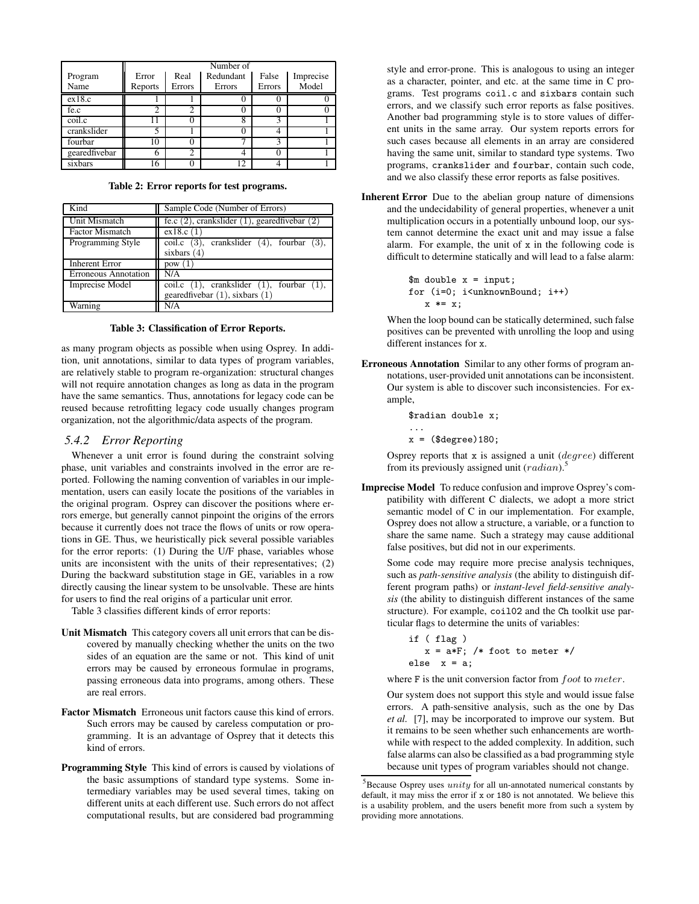| Program Name | Number of Error Reports | Real Errors | Redundant Errors | False Errors | Imprecise Model |
|---|---|---|---|---|---|
| ex18.c | 1 | 1 | 0 | 0 | 0 |
| fe.c | 2 | 2 | 0 | 0 | 0 |
| coil.c | 11 | 0 | 8 | 3 | 1 |
| crankslider | 5 | 1 | 0 | 4 | 1 |
| fourbar | 10 | 0 | 7 | 3 | 1 |
| gearedfivebar | 6 | 2 | 4 | 0 | 1 |
| sixbars | 16 | 0 | 12 | 4 | 1 |

**Table 2: Error reports for test programs.**

| Kind | Sample Code (Number of Errors) |
|---|---|
| Unit Mismatch | fe.c (2), crankslider (1), gearedfivebar (2) |
| Factor Mismatch | ex18.c (1) |
| Programming Style | coil.c (3), crankslider (4), fourbar (3), sixbars (4) |
| Inherent Error | pow (1) |
| Erroneous Annotation | N/A |
| Imprecise Model | coil.c (1), crankslider (1), fourbar (1), gearedfivebar (1), sixbars (1) |
| Warning | N/A |

**Table 3: Classification of Error Reports.**

as many program objects as possible when using Osprey. In addition, unit annotations, similar to data types of program variables, are relatively stable to program re-organization: structural changes will not require annotation changes as long as data in the program have the same semantics. Thus, annotations for legacy code can be reused because retrofitting legacy code usually changes program organization, not the algorithmic/data aspects of the program.

### *5.4.2 Error Reporting*

Whenever a unit error is found during the constraint solving phase, unit variables and constraints involved in the error are reported. Following the naming convention of variables in our implementation, users can easily locate the positions of the variables in the original program. Osprey can discover the positions where errors emerge, but generally cannot pinpoint the origins of the errors because it currently does not trace the flows of units or row operations in GE. Thus, we heuristically pick several possible variables for the error reports: (1) During the U/F phase, variables whose units are inconsistent with the units of their representatives; (2) During the backward substitution stage in GE, variables in a row directly causing the linear system to be unsolvable. These are hints for users to find the real origins of a particular unit error.

Table 3 classifies different kinds of error reports:

**Unit Mismatch** This category covers all unit errors that can be discovered by manually checking whether the units on the two sides of an equation are the same or not. This kind of unit errors may be caused by erroneous formulae in programs, passing erroneous data into programs, among others. These are real errors.

**Factor Mismatch** Erroneous unit factors cause this kind of errors. Such errors may be caused by careless computation or programming. It is an advantage of Osprey that it detects this kind of errors.

**Programming Style** This kind of errors is caused by violations of the basic assumptions of standard type systems. Some intermediary variables may be used several times, taking on different units at each different use. Such errors do not affect computational results, but are considered bad programming style and error-prone. This is analogous to using an integer as a character, pointer, and etc. at the same time in C programs. Test programs coil.c and sixbars contain such errors, and we classify such error reports as false positives. Another bad programming style is to store values of different units in the same array. Our system reports errors for such cases because all elements in an array are considered having the same unit, similar to standard type systems. Two programs, crankslider and fourbar, contain such code, and we also classify these error reports as false positives.

**Inherent Error** Due to the abelian group nature of dimensions and the undecidability of general properties, whenever a unit multiplication occurs in a potentially unbound loop, our system cannot determine the exact unit and may issue a false alarm. For example, the unit of x in the following code is difficult to determine statically and will lead to a false alarm:

```
$m double x = input;
for (i=0; i<unknownBound; i++)
   x *= x;
```

When the loop bound can be statically determined, such false positives can be prevented with unrolling the loop and using different instances for x.

**Erroneous Annotation** Similar to any other forms of program annotations, user-provided unit annotations can be inconsistent. Our system is able to discover such inconsistencies. For example,

```
$radian double x;
...
x = ($degree)180;
```

Osprey reports that x is assigned a unit ($degree$) different from its previously assigned unit ($radian$).[5]

**Imprecise Model** To reduce confusion and improve Osprey's compatibility with different C dialects, we adopt a more strict semantic model of C in our implementation. For example, Osprey does not allow a structure, a variable, or a function to share the same name. Such a strategy may cause additional false positives, but did not in our experiments.

Some code may require more precise analysis techniques, such as *path-sensitive analysis* (the ability to distinguish different program paths) or *instant-level field-sensitive analysis* (the ability to distinguish different instances of the same structure). For example, coil02 and the Ch toolkit use particular flags to determine the units of variables:

```
if ( flag )
   x = a*F; /* foot to meter */
else  x = a;
```

where F is the unit conversion factor from $foot$ to $meter$.

Our system does not support this style and would issue false errors. A path-sensitive analysis, such as the one by Das *et al.* [7], may be incorporated to improve our system. But it remains to be seen whether such enhancements are worthwhile with respect to the added complexity. In addition, such false alarms can also be classified as a bad programming style because unit types of program variables should not change.

[5] Because Osprey uses $unity$ for all un-annotated numerical constants by default, it may miss the error if x or 180 is not annotated. We believe this is a usability problem, and the users benefit more from such a system by providing more annotations.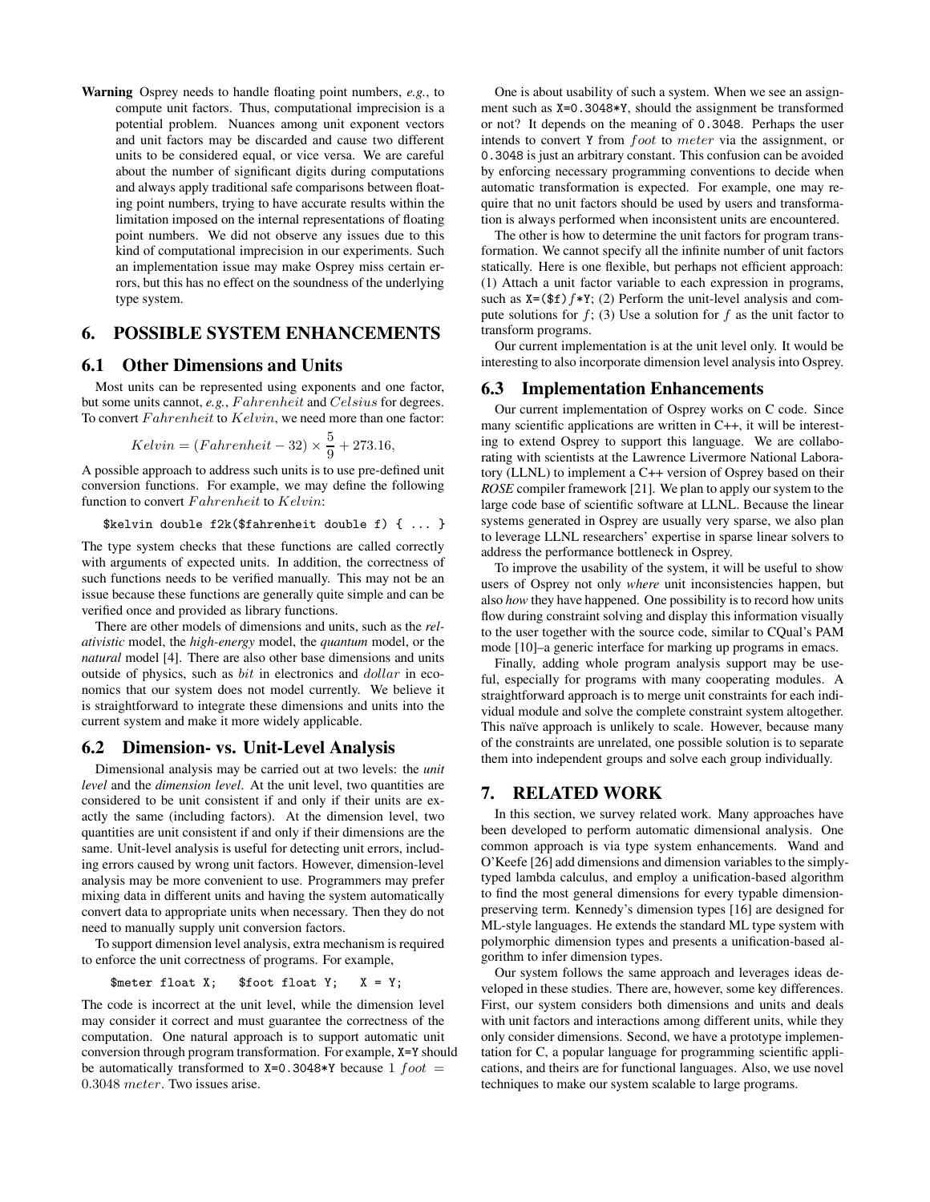**Warning** Osprey needs to handle floating point numbers, *e.g.*, to compute unit factors. Thus, computational imprecision is a potential problem. Nuances among unit exponent vectors and unit factors may be discarded and cause two different units to be considered equal, or vice versa. We are careful about the number of significant digits during computations and always apply traditional safe comparisons between floating point numbers, trying to have accurate results within the limitation imposed on the internal representations of floating point numbers. We did not observe any issues due to this kind of computational imprecision in our experiments. Such an implementation issue may make Osprey miss certain errors, but this has no effect on the soundness of the underlying type system.

## 6. POSSIBLE SYSTEM ENHANCEMENTS

### 6.1 Other Dimensions and Units

Most units can be represented using exponents and one factor, but some units cannot, *e.g.*, $Fahrenheit$ and $Celsius$ for degrees. To convert $Fahrenheit$ to $Kelvin$, we need more than one factor:

$$Kelvin = (Fahrenheit - 32) \times \frac{5}{9} + 273.16,$$

A possible approach to address such units is to use pre-defined unit conversion functions. For example, we may define the following function to convert $Fahrenheit$ to $Kelvin$:

```
$kelvin double f2k($fahrenheit double f) { ... }
```

The type system checks that these functions are called correctly with arguments of expected units. In addition, the correctness of such functions needs to be verified manually. This may not be an issue because these functions are generally quite simple and can be verified once and provided as library functions.

There are other models of dimensions and units, such as the *relativistic* model, the *high-energy* model, the *quantum* model, or the *natural* model [4]. There are also other base dimensions and units outside of physics, such as $bit$ in electronics and $dollar$ in economics that our system does not model currently. We believe it is straightforward to integrate these dimensions and units into the current system and make it more widely applicable.

### 6.2 Dimension- vs. Unit-Level Analysis

Dimensional analysis may be carried out at two levels: the *unit level* and the *dimension level*. At the unit level, two quantities are considered to be unit consistent if and only if their units are exactly the same (including factors). At the dimension level, two quantities are unit consistent if and only if their dimensions are the same. Unit-level analysis is useful for detecting unit errors, including errors caused by wrong unit factors. However, dimension-level analysis may be more convenient to use. Programmers may prefer mixing data in different units and having the system automatically convert data to appropriate units when necessary. Then they do not need to manually supply unit conversion factors.

To support dimension level analysis, extra mechanism is required to enforce the unit correctness of programs. For example,

```
$meter float X;   $foot float Y;   X = Y;
```

The code is incorrect at the unit level, while the dimension level may consider it correct and must guarantee the correctness of the computation. One natural approach is to support automatic unit conversion through program transformation. For example, `X=Y` should be automatically transformed to `X=0.3048*Y` because $1\ foot = 0.3048\ meter$. Two issues arise.

One is about usability of such a system. When we see an assignment such as `X=0.3048*Y`, should the assignment be transformed or not? It depends on the meaning of `0.3048`. Perhaps the user intends to convert `Y` from $foot$ to $meter$ via the assignment, or `0.3048` is just an arbitrary constant. This confusion can be avoided by enforcing necessary programming conventions to decide when automatic transformation is expected. For example, one may require that no unit factors should be used by users and transformation is always performed when inconsistent units are encountered.

The other is how to determine the unit factors for program transformation. We cannot specify all the infinite number of unit factors statically. Here is one flexible, but perhaps not efficient approach: (1) Attach a unit factor variable to each expression in programs, such as `X=($f)`$f$`*Y`; (2) Perform the unit-level analysis and compute solutions for $f$; (3) Use a solution for $f$ as the unit factor to transform programs.

Our current implementation is at the unit level only. It would be interesting to also incorporate dimension level analysis into Osprey.

### 6.3 Implementation Enhancements

Our current implementation of Osprey works on C code. Since many scientific applications are written in C++, it will be interesting to extend Osprey to support this language. We are collaborating with scientists at the Lawrence Livermore National Laboratory (LLNL) to implement a C++ version of Osprey based on their *ROSE* compiler framework [21]. We plan to apply our system to the large code base of scientific software at LLNL. Because the linear systems generated in Osprey are usually very sparse, we also plan to leverage LLNL researchers' expertise in sparse linear solvers to address the performance bottleneck in Osprey.

To improve the usability of the system, it will be useful to show users of Osprey not only *where* unit inconsistencies happen, but also *how* they have happened. One possibility is to record how units flow during constraint solving and display this information visually to the user together with the source code, similar to CQual's PAM mode [10]–a generic interface for marking up programs in emacs.

Finally, adding whole program analysis support may be useful, especially for programs with many cooperating modules. A straightforward approach is to merge unit constraints for each individual module and solve the complete constraint system altogether. This naïve approach is unlikely to scale. However, because many of the constraints are unrelated, one possible solution is to separate them into independent groups and solve each group individually.

## 7. RELATED WORK

In this section, we survey related work. Many approaches have been developed to perform automatic dimensional analysis. One common approach is via type system enhancements. Wand and O'Keefe [26] add dimensions and dimension variables to the simply-typed lambda calculus, and employ a unification-based algorithm to find the most general dimensions for every typable dimension-preserving term. Kennedy's dimension types [16] are designed for ML-style languages. He extends the standard ML type system with polymorphic dimension types and presents a unification-based algorithm to infer dimension types.

Our system follows the same approach and leverages ideas developed in these studies. There are, however, some key differences. First, our system considers both dimensions and units and deals with unit factors and interactions among different units, while they only consider dimensions. Second, we have a prototype implementation for C, a popular language for programming scientific applications, and theirs are for functional languages. Also, we use novel techniques to make our system scalable to large programs.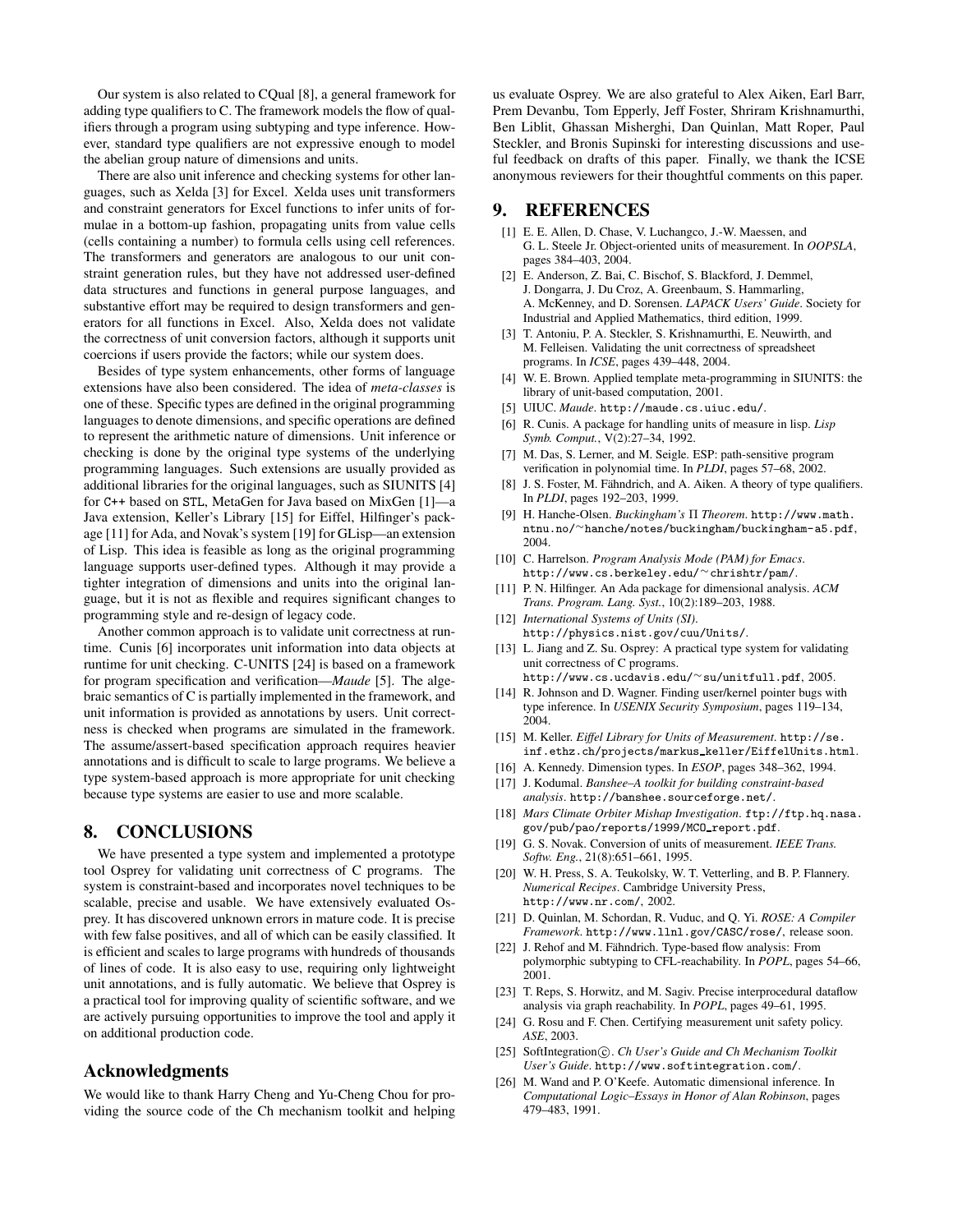Our system is also related to CQual [8], a general framework for adding type qualifiers to C. The framework models the flow of qualifiers through a program using subtyping and type inference. However, standard type qualifiers are not expressive enough to model the abelian group nature of dimensions and units.

There are also unit inference and checking systems for other languages, such as Xelda [3] for Excel. Xelda uses unit transformers and constraint generators for Excel functions to infer units of formulae in a bottom-up fashion, propagating units from value cells (cells containing a number) to formula cells using cell references. The transformers and generators are analogous to our unit constraint generation rules, but they have not addressed user-defined data structures and functions in general purpose languages, and substantive effort may be required to design transformers and generators for all functions in Excel. Also, Xelda does not validate the correctness of unit conversion factors, although it supports unit coercions if users provide the factors; while our system does.

Besides of type system enhancements, other forms of language extensions have also been considered. The idea of *meta-classes* is one of these. Specific types are defined in the original programming languages to denote dimensions, and specific operations are defined to represent the arithmetic nature of dimensions. Unit inference or checking is done by the original type systems of the underlying programming languages. Such extensions are usually provided as additional libraries for the original languages, such as SIUNITS [4] for C++ based on STL, MetaGen for Java based on MixGen [1]—a Java extension, Keller's Library [15] for Eiffel, Hilfinger's package [11] for Ada, and Novak's system [19] for GLisp—an extension of Lisp. This idea is feasible as long as the original programming language supports user-defined types. Although it may provide a tighter integration of dimensions and units into the original language, but it is not as flexible and requires significant changes to programming style and re-design of legacy code.

Another common approach is to validate unit correctness at runtime. Cunis [6] incorporates unit information into data objects at runtime for unit checking. C-UNITS [24] is based on a framework for program specification and verification—*Maude* [5]. The algebraic semantics of C is partially implemented in the framework, and unit information is provided as annotations by users. Unit correctness is checked when programs are simulated in the framework. The assume/assert-based specification approach requires heavier annotations and is difficult to scale to large programs. We believe a type system-based approach is more appropriate for unit checking because type systems are easier to use and more scalable.

## 8. CONCLUSIONS

We have presented a type system and implemented a prototype tool Osprey for validating unit correctness of C programs. The system is constraint-based and incorporates novel techniques to be scalable, precise and usable. We have extensively evaluated Osprey. It has discovered unknown errors in mature code. It is precise with few false positives, and all of which can be easily classified. It is efficient and scales to large programs with hundreds of thousands of lines of code. It is also easy to use, requiring only lightweight unit annotations, and is fully automatic. We believe that Osprey is a practical tool for improving quality of scientific software, and we are actively pursuing opportunities to improve the tool and apply it on additional production code.

## Acknowledgments

We would like to thank Harry Cheng and Yu-Cheng Chou for providing the source code of the Ch mechanism toolkit and helping us evaluate Osprey. We are also grateful to Alex Aiken, Earl Barr, Prem Devanbu, Tom Epperly, Jeff Foster, Shriram Krishnamurthi, Ben Liblit, Ghassan Misherghi, Dan Quinlan, Matt Roper, Paul Steckler, and Bronis Supinski for interesting discussions and useful feedback on drafts of this paper. Finally, we thank the ICSE anonymous reviewers for their thoughtful comments on this paper.

## 9. REFERENCES

[1] E. E. Allen, D. Chase, V. Luchangco, J.-W. Maessen, and G. L. Steele Jr. Object-oriented units of measurement. In *OOPSLA*, pages 384–403, 2004.

[2] E. Anderson, Z. Bai, C. Bischof, S. Blackford, J. Demmel, J. Dongarra, J. Du Croz, A. Greenbaum, S. Hammarling, A. McKenney, and D. Sorensen. *LAPACK Users' Guide*. Society for Industrial and Applied Mathematics, third edition, 1999.

[3] T. Antoniu, P. A. Steckler, S. Krishnamurthi, E. Neuwirth, and M. Felleisen. Validating the unit correctness of spreadsheet programs. In *ICSE*, pages 439–448, 2004.

[4] W. E. Brown. Applied template meta-programming in SIUNITS: the library of unit-based computation, 2001.

[5] UIUC. *Maude*. http://maude.cs.uiuc.edu/.

[6] R. Cunis. A package for handling units of measure in lisp. *Lisp Symb. Comput.*, V(2):27–34, 1992.

[7] M. Das, S. Lerner, and M. Seigle. ESP: path-sensitive program verification in polynomial time. In *PLDI*, pages 57–68, 2002.

[8] J. S. Foster, M. Fähndrich, and A. Aiken. A theory of type qualifiers. In *PLDI*, pages 192–203, 1999.

[9] H. Hanche-Olsen. *Buckingham's Π Theorem*. http://www.math.ntnu.no/~hanche/notes/buckingham/buckingham-a5.pdf, 2004.

[10] C. Harrelson. *Program Analysis Mode (PAM) for Emacs*. http://www.cs.berkeley.edu/~chrishtr/pam/.

[11] P. N. Hilfinger. An Ada package for dimensional analysis. *ACM Trans. Program. Lang. Syst.*, 10(2):189–203, 1988.

[12] *International Systems of Units (SI)*. http://physics.nist.gov/cuu/Units/.

[13] L. Jiang and Z. Su. Osprey: A practical type system for validating unit correctness of C programs. http://www.cs.ucdavis.edu/~su/unitfull.pdf, 2005.

[14] R. Johnson and D. Wagner. Finding user/kernel pointer bugs with type inference. In *USENIX Security Symposium*, pages 119–134, 2004.

[15] M. Keller. *Eiffel Library for Units of Measurement*. http://se.inf.ethz.ch/projects/markus_keller/EiffelUnits.html.

[16] A. Kennedy. Dimension types. In *ESOP*, pages 348–362, 1994.

[17] J. Kodumal. *Banshee–A toolkit for building constraint-based analysis*. http://banshee.sourceforge.net/.

[18] *Mars Climate Orbiter Mishap Investigation*. ftp://ftp.hq.nasa.gov/pub/pao/reports/1999/MCO_report.pdf.

[19] G. S. Novak. Conversion of units of measurement. *IEEE Trans. Softw. Eng.*, 21(8):651–661, 1995.

[20] W. H. Press, S. A. Teukolsky, W. T. Vetterling, and B. P. Flannery. *Numerical Recipes*. Cambridge University Press, http://www.nr.com/, 2002.

[21] D. Quinlan, M. Schordan, R. Vuduc, and Q. Yi. *ROSE: A Compiler Framework*. http://www.llnl.gov/CASC/rose/, release soon.

[22] J. Rehof and M. Fähndrich. Type-based flow analysis: From polymorphic subtyping to CFL-reachability. In *POPL*, pages 54–66, 2001.

[23] T. Reps, S. Horwitz, and M. Sagiv. Precise interprocedural dataflow analysis via graph reachability. In *POPL*, pages 49–61, 1995.

[24] G. Rosu and F. Chen. Certifying measurement unit safety policy. *ASE*, 2003.

[25] SoftIntegration©. *Ch User's Guide and Ch Mechanism Toolkit User's Guide*. http://www.softintegration.com/.

[26] M. Wand and P. O'Keefe. Automatic dimensional inference. In *Computational Logic–Essays in Honor of Alan Robinson*, pages 479–483, 1991.